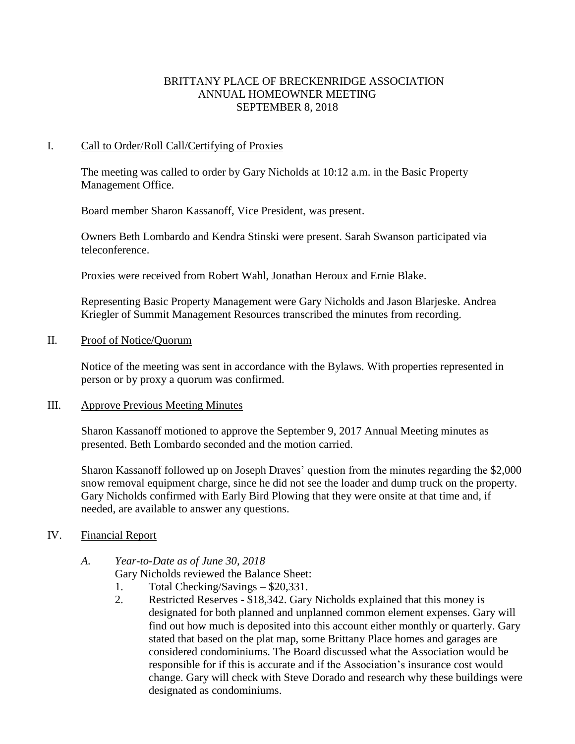# BRITTANY PLACE OF BRECKENRIDGE ASSOCIATION
## ANNUAL HOMEOWNER MEETING
## SEPTEMBER 8, 2018

## I. Call to Order/Roll Call/Certifying of Proxies

The meeting was called to order by Gary Nicholds at 10:12 a.m. in the Basic Property Management Office.

Board member Sharon Kassanoff, Vice President, was present.

Owners Beth Lombardo and Kendra Stinski were present. Sarah Swanson participated via teleconference.

Proxies were received from Robert Wahl, Jonathan Heroux and Ernie Blake.

Representing Basic Property Management were Gary Nicholds and Jason Blarjeske. Andrea Kriegler of Summit Management Resources transcribed the minutes from recording.

## II. Proof of Notice/Quorum

Notice of the meeting was sent in accordance with the Bylaws. With properties represented in person or by proxy a quorum was confirmed.

## III. Approve Previous Meeting Minutes

Sharon Kassanoff motioned to approve the September 9, 2017 Annual Meeting minutes as presented. Beth Lombardo seconded and the motion carried.

Sharon Kassanoff followed up on Joseph Draves' question from the minutes regarding the $2,000 snow removal equipment charge, since he did not see the loader and dump truck on the property. Gary Nicholds confirmed with Early Bird Plowing that they were onsite at that time and, if needed, are available to answer any questions.

## IV. Financial Report

### A. *Year-to-Date as of June 30, 2018*

Gary Nicholds reviewed the Balance Sheet:

1. Total Checking/Savings – $20,331.
2. Restricted Reserves - $18,342. Gary Nicholds explained that this money is designated for both planned and unplanned common element expenses. Gary will find out how much is deposited into this account either monthly or quarterly. Gary stated that based on the plat map, some Brittany Place homes and garages are considered condominiums. The Board discussed what the Association would be responsible for if this is accurate and if the Association's insurance cost would change. Gary will check with Steve Dorado and research why these buildings were designated as condominiums.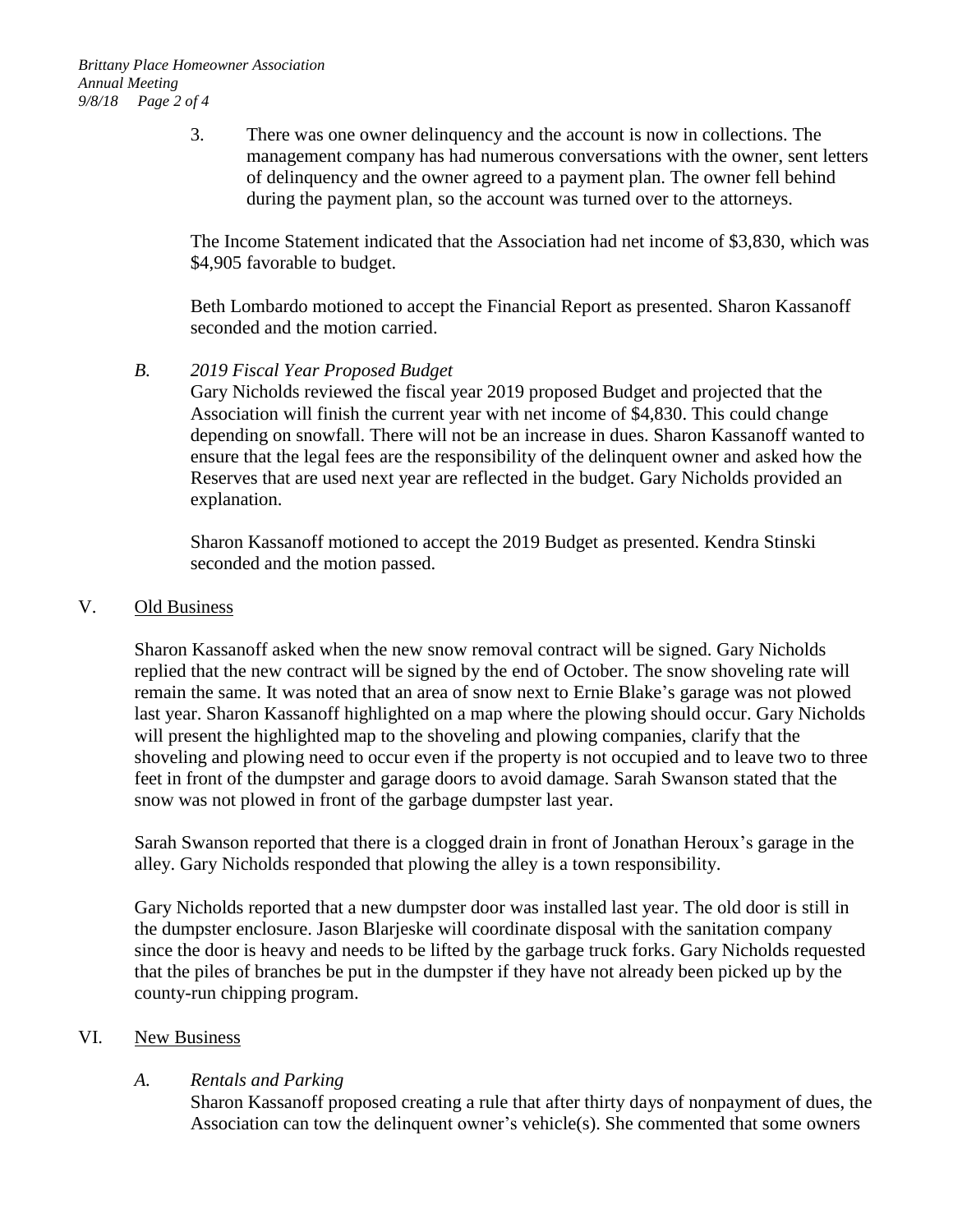3. There was one owner delinquency and the account is now in collections. The management company has had numerous conversations with the owner, sent letters of delinquency and the owner agreed to a payment plan. The owner fell behind during the payment plan, so the account was turned over to the attorneys.

The Income Statement indicated that the Association had net income of $3,830, which was $4,905 favorable to budget.

Beth Lombardo motioned to accept the Financial Report as presented. Sharon Kassanoff seconded and the motion carried.

*B. 2019 Fiscal Year Proposed Budget*

Gary Nicholds reviewed the fiscal year 2019 proposed Budget and projected that the Association will finish the current year with net income of $4,830. This could change depending on snowfall. There will not be an increase in dues. Sharon Kassanoff wanted to ensure that the legal fees are the responsibility of the delinquent owner and asked how the Reserves that are used next year are reflected in the budget. Gary Nicholds provided an explanation.

Sharon Kassanoff motioned to accept the 2019 Budget as presented. Kendra Stinski seconded and the motion passed.

## V. Old Business

Sharon Kassanoff asked when the new snow removal contract will be signed. Gary Nicholds replied that the new contract will be signed by the end of October. The snow shoveling rate will remain the same. It was noted that an area of snow next to Ernie Blake's garage was not plowed last year. Sharon Kassanoff highlighted on a map where the plowing should occur. Gary Nicholds will present the highlighted map to the shoveling and plowing companies, clarify that the shoveling and plowing need to occur even if the property is not occupied and to leave two to three feet in front of the dumpster and garage doors to avoid damage. Sarah Swanson stated that the snow was not plowed in front of the garbage dumpster last year.

Sarah Swanson reported that there is a clogged drain in front of Jonathan Heroux's garage in the alley. Gary Nicholds responded that plowing the alley is a town responsibility.

Gary Nicholds reported that a new dumpster door was installed last year. The old door is still in the dumpster enclosure. Jason Blarjeske will coordinate disposal with the sanitation company since the door is heavy and needs to be lifted by the garbage truck forks. Gary Nicholds requested that the piles of branches be put in the dumpster if they have not already been picked up by the county-run chipping program.

## VI. New Business

*A. Rentals and Parking*

Sharon Kassanoff proposed creating a rule that after thirty days of nonpayment of dues, the Association can tow the delinquent owner's vehicle(s). She commented that some owners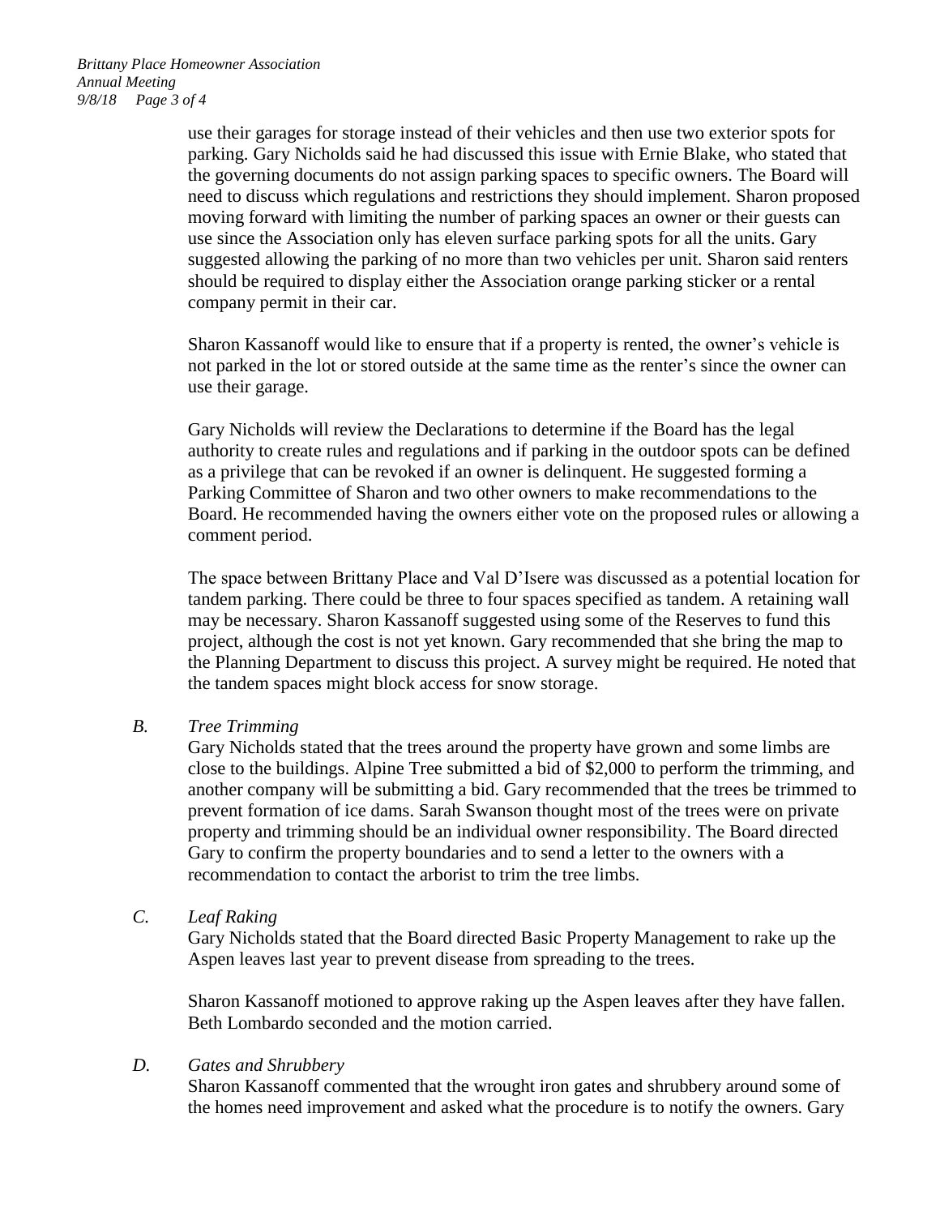use their garages for storage instead of their vehicles and then use two exterior spots for parking. Gary Nicholds said he had discussed this issue with Ernie Blake, who stated that the governing documents do not assign parking spaces to specific owners. The Board will need to discuss which regulations and restrictions they should implement. Sharon proposed moving forward with limiting the number of parking spaces an owner or their guests can use since the Association only has eleven surface parking spots for all the units. Gary suggested allowing the parking of no more than two vehicles per unit. Sharon said renters should be required to display either the Association orange parking sticker or a rental company permit in their car.

Sharon Kassanoff would like to ensure that if a property is rented, the owner's vehicle is not parked in the lot or stored outside at the same time as the renter's since the owner can use their garage.

Gary Nicholds will review the Declarations to determine if the Board has the legal authority to create rules and regulations and if parking in the outdoor spots can be defined as a privilege that can be revoked if an owner is delinquent. He suggested forming a Parking Committee of Sharon and two other owners to make recommendations to the Board. He recommended having the owners either vote on the proposed rules or allowing a comment period.

The space between Brittany Place and Val D'Isere was discussed as a potential location for tandem parking. There could be three to four spaces specified as tandem. A retaining wall may be necessary. Sharon Kassanoff suggested using some of the Reserves to fund this project, although the cost is not yet known. Gary recommended that she bring the map to the Planning Department to discuss this project. A survey might be required. He noted that the tandem spaces might block access for snow storage.

*B. Tree Trimming*

Gary Nicholds stated that the trees around the property have grown and some limbs are close to the buildings. Alpine Tree submitted a bid of $2,000 to perform the trimming, and another company will be submitting a bid. Gary recommended that the trees be trimmed to prevent formation of ice dams. Sarah Swanson thought most of the trees were on private property and trimming should be an individual owner responsibility. The Board directed Gary to confirm the property boundaries and to send a letter to the owners with a recommendation to contact the arborist to trim the tree limbs.

*C. Leaf Raking*

Gary Nicholds stated that the Board directed Basic Property Management to rake up the Aspen leaves last year to prevent disease from spreading to the trees.

Sharon Kassanoff motioned to approve raking up the Aspen leaves after they have fallen. Beth Lombardo seconded and the motion carried.

*D. Gates and Shrubbery*

Sharon Kassanoff commented that the wrought iron gates and shrubbery around some of the homes need improvement and asked what the procedure is to notify the owners. Gary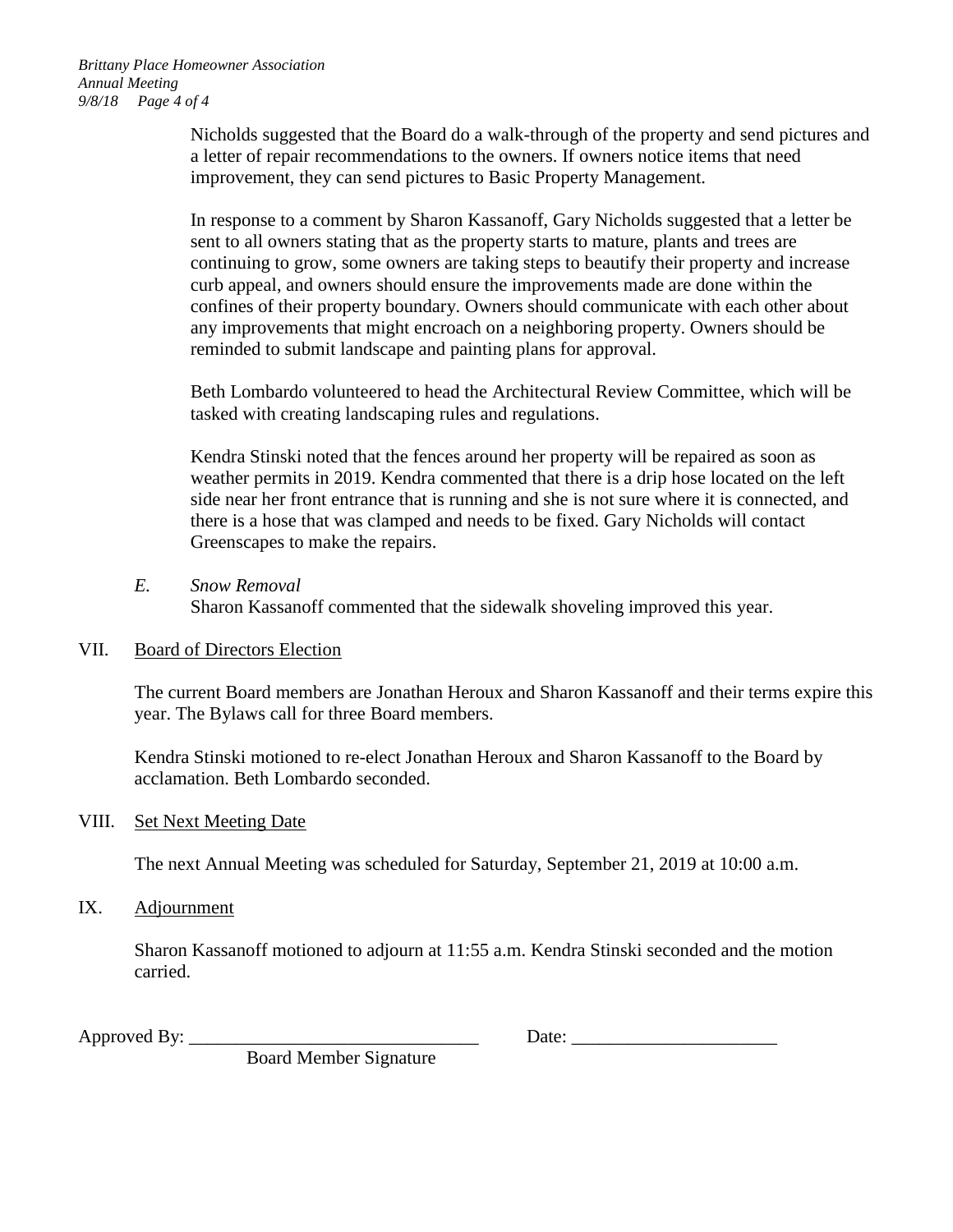Nicholds suggested that the Board do a walk-through of the property and send pictures and a letter of repair recommendations to the owners. If owners notice items that need improvement, they can send pictures to Basic Property Management.

In response to a comment by Sharon Kassanoff, Gary Nicholds suggested that a letter be sent to all owners stating that as the property starts to mature, plants and trees are continuing to grow, some owners are taking steps to beautify their property and increase curb appeal, and owners should ensure the improvements made are done within the confines of their property boundary. Owners should communicate with each other about any improvements that might encroach on a neighboring property. Owners should be reminded to submit landscape and painting plans for approval.

Beth Lombardo volunteered to head the Architectural Review Committee, which will be tasked with creating landscaping rules and regulations.

Kendra Stinski noted that the fences around her property will be repaired as soon as weather permits in 2019. Kendra commented that there is a drip hose located on the left side near her front entrance that is running and she is not sure where it is connected, and there is a hose that was clamped and needs to be fixed. Gary Nicholds will contact Greenscapes to make the repairs.

*E. Snow Removal*

Sharon Kassanoff commented that the sidewalk shoveling improved this year.

## VII. Board of Directors Election

The current Board members are Jonathan Heroux and Sharon Kassanoff and their terms expire this year. The Bylaws call for three Board members.

Kendra Stinski motioned to re-elect Jonathan Heroux and Sharon Kassanoff to the Board by acclamation. Beth Lombardo seconded.

## VIII. Set Next Meeting Date

The next Annual Meeting was scheduled for Saturday, September 21, 2019 at 10:00 a.m.

## IX. Adjournment

Sharon Kassanoff motioned to adjourn at 11:55 a.m. Kendra Stinski seconded and the motion carried.

Approved By: _______________________________ Date: ______________________

Board Member Signature